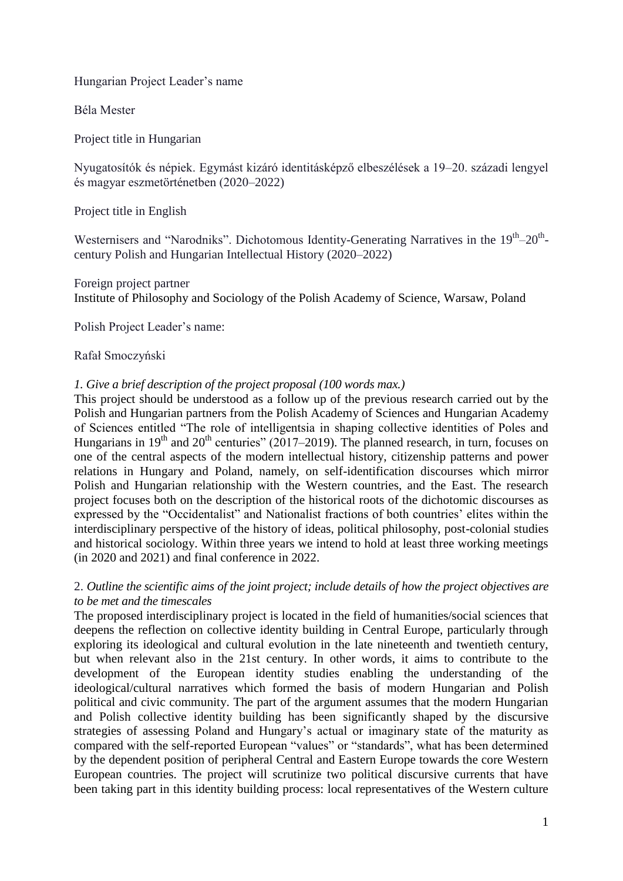Hungarian Project Leader's name

Béla Mester

Project title in Hungarian

Nyugatosítók és népiek. Egymást kizáró identitásképző elbeszélések a 19–20. századi lengyel és magyar eszmetörténetben (2020–2022)

Project title in English

Westernisers and "Narodniks". Dichotomous Identity-Generating Narratives in the 19th–20th-century Polish and Hungarian Intellectual History (2020–2022)

Foreign project partner
Institute of Philosophy and Sociology of the Polish Academy of Science, Warsaw, Poland

Polish Project Leader's name:

Rafał Smoczyński

*1. Give a brief description of the project proposal (100 words max.)*

This project should be understood as a follow up of the previous research carried out by the Polish and Hungarian partners from the Polish Academy of Sciences and Hungarian Academy of Sciences entitled "The role of intelligentsia in shaping collective identities of Poles and Hungarians in 19th and 20th centuries" (2017–2019). The planned research, in turn, focuses on one of the central aspects of the modern intellectual history, citizenship patterns and power relations in Hungary and Poland, namely, on self-identification discourses which mirror Polish and Hungarian relationship with the Western countries, and the East. The research project focuses both on the description of the historical roots of the dichotomic discourses as expressed by the "Occidentalist" and Nationalist fractions of both countries' elites within the interdisciplinary perspective of the history of ideas, political philosophy, post-colonial studies and historical sociology. Within three years we intend to hold at least three working meetings (in 2020 and 2021) and final conference in 2022.

2. *Outline the scientific aims of the joint project; include details of how the project objectives are to be met and the timescales*

The proposed interdisciplinary project is located in the field of humanities/social sciences that deepens the reflection on collective identity building in Central Europe, particularly through exploring its ideological and cultural evolution in the late nineteenth and twentieth century, but when relevant also in the 21st century. In other words, it aims to contribute to the development of the European identity studies enabling the understanding of the ideological/cultural narratives which formed the basis of modern Hungarian and Polish political and civic community. The part of the argument assumes that the modern Hungarian and Polish collective identity building has been significantly shaped by the discursive strategies of assessing Poland and Hungary's actual or imaginary state of the maturity as compared with the self-reported European "values" or "standards", what has been determined by the dependent position of peripheral Central and Eastern Europe towards the core Western European countries. The project will scrutinize two political discursive currents that have been taking part in this identity building process: local representatives of the Western culture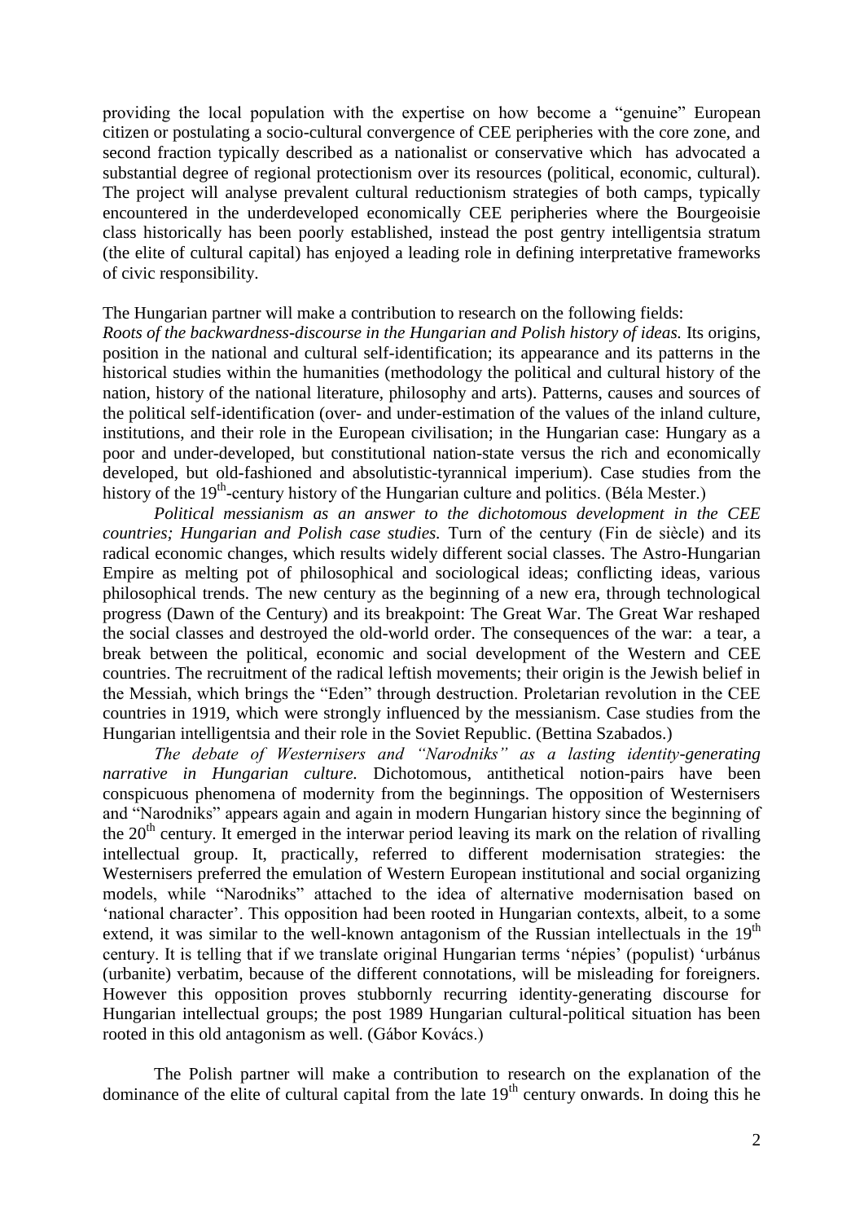providing the local population with the expertise on how become a "genuine" European citizen or postulating a socio-cultural convergence of CEE peripheries with the core zone, and second fraction typically described as a nationalist or conservative which has advocated a substantial degree of regional protectionism over its resources (political, economic, cultural). The project will analyse prevalent cultural reductionism strategies of both camps, typically encountered in the underdeveloped economically CEE peripheries where the Bourgeoisie class historically has been poorly established, instead the post gentry intelligentsia stratum (the elite of cultural capital) has enjoyed a leading role in defining interpretative frameworks of civic responsibility.

The Hungarian partner will make a contribution to research on the following fields:
*Roots of the backwardness-discourse in the Hungarian and Polish history of ideas.* Its origins, position in the national and cultural self-identification; its appearance and its patterns in the historical studies within the humanities (methodology the political and cultural history of the nation, history of the national literature, philosophy and arts). Patterns, causes and sources of the political self-identification (over- and under-estimation of the values of the inland culture, institutions, and their role in the European civilisation; in the Hungarian case: Hungary as a poor and under-developed, but constitutional nation-state versus the rich and economically developed, but old-fashioned and absolutistic-tyrannical imperium). Case studies from the history of the 19th-century history of the Hungarian culture and politics. (Béla Mester.)

*Political messianism as an answer to the dichotomous development in the CEE countries; Hungarian and Polish case studies.* Turn of the century (Fin de siècle) and its radical economic changes, which results widely different social classes. The Astro-Hungarian Empire as melting pot of philosophical and sociological ideas; conflicting ideas, various philosophical trends. The new century as the beginning of a new era, through technological progress (Dawn of the Century) and its breakpoint: The Great War. The Great War reshaped the social classes and destroyed the old-world order. The consequences of the war: a tear, a break between the political, economic and social development of the Western and CEE countries. The recruitment of the radical leftish movements; their origin is the Jewish belief in the Messiah, which brings the "Eden" through destruction. Proletarian revolution in the CEE countries in 1919, which were strongly influenced by the messianism. Case studies from the Hungarian intelligentsia and their role in the Soviet Republic. (Bettina Szabados.)

*The debate of Westernisers and "Narodniks" as a lasting identity-generating narrative in Hungarian culture.* Dichotomous, antithetical notion-pairs have been conspicuous phenomena of modernity from the beginnings. The opposition of Westernisers and "Narodniks" appears again and again in modern Hungarian history since the beginning of the 20th century. It emerged in the interwar period leaving its mark on the relation of rivalling intellectual group. It, practically, referred to different modernisation strategies: the Westernisers preferred the emulation of Western European institutional and social organizing models, while "Narodniks" attached to the idea of alternative modernisation based on 'national character'. This opposition had been rooted in Hungarian contexts, albeit, to a some extend, it was similar to the well-known antagonism of the Russian intellectuals in the 19th century. It is telling that if we translate original Hungarian terms 'népies' (populist) 'urbánus (urbanite) verbatim, because of the different connotations, will be misleading for foreigners. However this opposition proves stubbornly recurring identity-generating discourse for Hungarian intellectual groups; the post 1989 Hungarian cultural-political situation has been rooted in this old antagonism as well. (Gábor Kovács.)

The Polish partner will make a contribution to research on the explanation of the dominance of the elite of cultural capital from the late 19th century onwards. In doing this he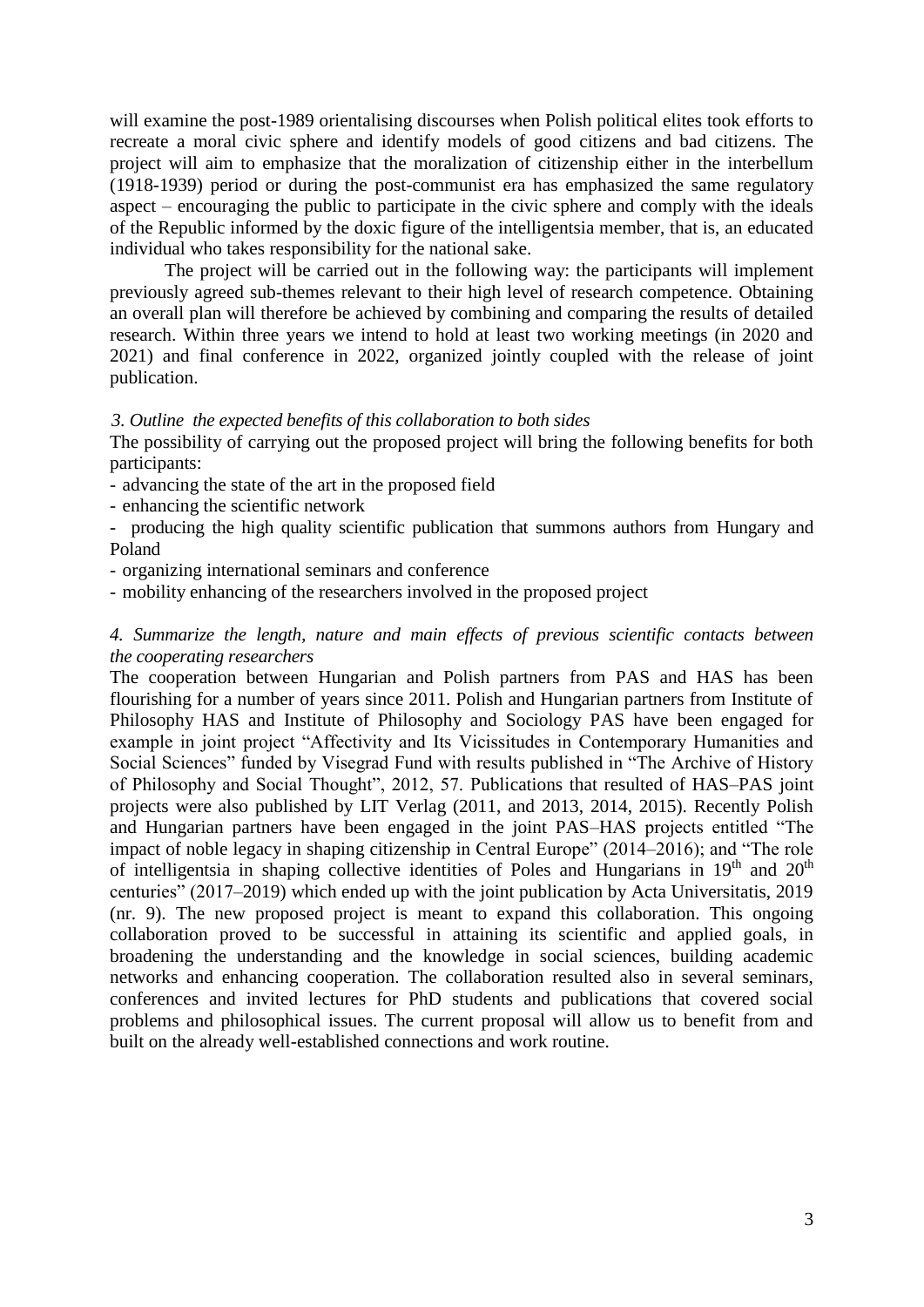will examine the post-1989 orientalising discourses when Polish political elites took efforts to recreate a moral civic sphere and identify models of good citizens and bad citizens. The project will aim to emphasize that the moralization of citizenship either in the interbellum (1918-1939) period or during the post-communist era has emphasized the same regulatory aspect – encouraging the public to participate in the civic sphere and comply with the ideals of the Republic informed by the doxic figure of the intelligentsia member, that is, an educated individual who takes responsibility for the national sake.

The project will be carried out in the following way: the participants will implement previously agreed sub-themes relevant to their high level of research competence. Obtaining an overall plan will therefore be achieved by combining and comparing the results of detailed research. Within three years we intend to hold at least two working meetings (in 2020 and 2021) and final conference in 2022, organized jointly coupled with the release of joint publication.

*3. Outline the expected benefits of this collaboration to both sides*

The possibility of carrying out the proposed project will bring the following benefits for both participants:

- advancing the state of the art in the proposed field
- enhancing the scientific network
- producing the high quality scientific publication that summons authors from Hungary and Poland
- organizing international seminars and conference
- mobility enhancing of the researchers involved in the proposed project

*4. Summarize the length, nature and main effects of previous scientific contacts between the cooperating researchers*

The cooperation between Hungarian and Polish partners from PAS and HAS has been flourishing for a number of years since 2011. Polish and Hungarian partners from Institute of Philosophy HAS and Institute of Philosophy and Sociology PAS have been engaged for example in joint project "Affectivity and Its Vicissitudes in Contemporary Humanities and Social Sciences" funded by Visegrad Fund with results published in "The Archive of History of Philosophy and Social Thought", 2012, 57. Publications that resulted of HAS–PAS joint projects were also published by LIT Verlag (2011, and 2013, 2014, 2015). Recently Polish and Hungarian partners have been engaged in the joint PAS–HAS projects entitled "The impact of noble legacy in shaping citizenship in Central Europe" (2014–2016); and "The role of intelligentsia in shaping collective identities of Poles and Hungarians in 19th and 20th centuries" (2017–2019) which ended up with the joint publication by Acta Universitatis, 2019 (nr. 9). The new proposed project is meant to expand this collaboration. This ongoing collaboration proved to be successful in attaining its scientific and applied goals, in broadening the understanding and the knowledge in social sciences, building academic networks and enhancing cooperation. The collaboration resulted also in several seminars, conferences and invited lectures for PhD students and publications that covered social problems and philosophical issues. The current proposal will allow us to benefit from and built on the already well-established connections and work routine.